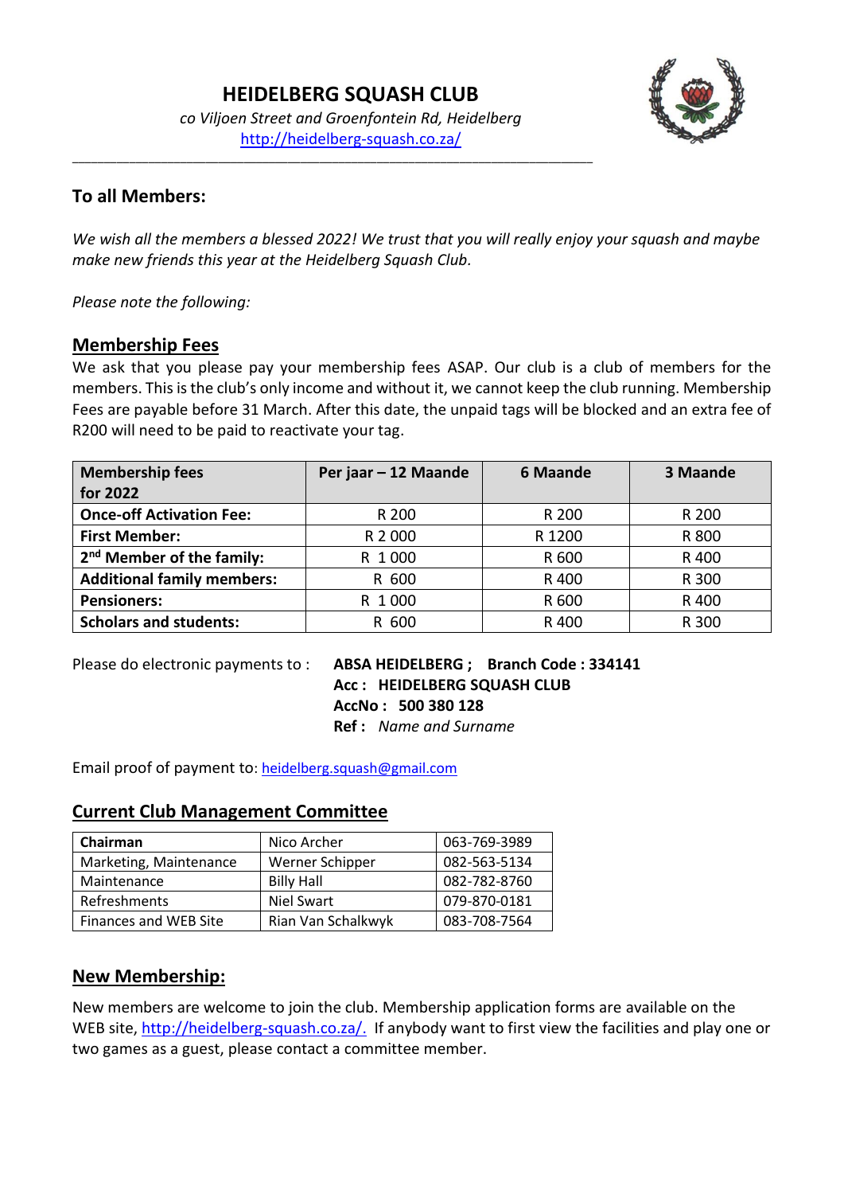# HEIDELBERG SQUASH CLUB

*co Viljoen Street and Groenfontein Rd, Heidelberg*
http://heidelberg-squash.co.za/

---

### To all Members:

*We wish all the members a blessed 2022! We trust that you will really enjoy your squash and maybe make new friends this year at the Heidelberg Squash Club.*

*Please note the following:*

## Membership Fees

We ask that you please pay your membership fees ASAP. Our club is a club of members for the members. This is the club's only income and without it, we cannot keep the club running. Membership Fees are payable before 31 March. After this date, the unpaid tags will be blocked and an extra fee of R200 will need to be paid to reactivate your tag.

| Membership fees for 2022 | Per jaar – 12 Maande | 6 Maande | 3 Maande |
|---|---|---|---|
| **Once-off Activation Fee:** | R 200 | R 200 | R 200 |
| **First Member:** | R 2 000 | R 1200 | R 800 |
| **2nd Member of the family:** | R 1 000 | R 600 | R 400 |
| **Additional family members:** | R 600 | R 400 | R 300 |
| **Pensioners:** | R 1 000 | R 600 | R 400 |
| **Scholars and students:** | R 600 | R 400 | R 300 |

Please do electronic payments to : **ABSA HEIDELBERG ; Branch Code : 334141**
**Acc : HEIDELBERG SQUASH CLUB**
**AccNo : 500 380 128**
**Ref :** *Name and Surname*

Email proof of payment to: heidelberg.squash@gmail.com

## Current Club Management Committee

| **Chairman** | Nico Archer | 063-769-3989 |
|---|---|---|
| Marketing, Maintenance | Werner Schipper | 082-563-5134 |
| Maintenance | Billy Hall | 082-782-8760 |
| Refreshments | Niel Swart | 079-870-0181 |
| Finances and WEB Site | Rian Van Schalkwyk | 083-708-7564 |

## New Membership:

New members are welcome to join the club. Membership application forms are available on the WEB site, http://heidelberg-squash.co.za/. If anybody want to first view the facilities and play one or two games as a guest, please contact a committee member.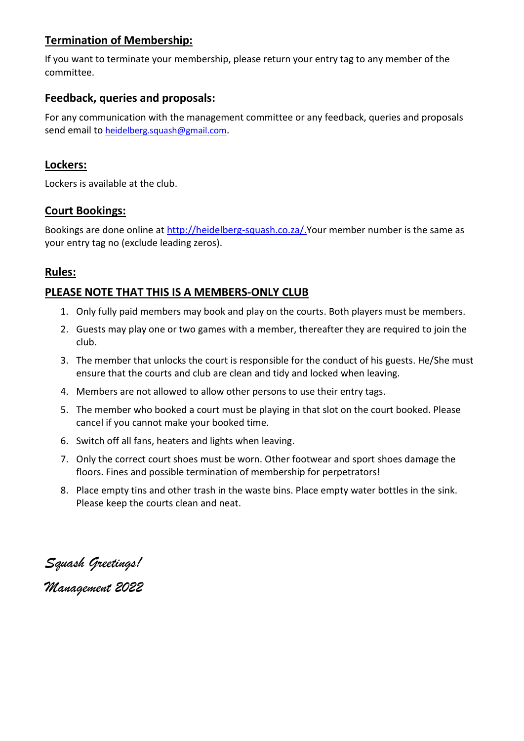## Termination of Membership:

If you want to terminate your membership, please return your entry tag to any member of the committee.

## Feedback, queries and proposals:

For any communication with the management committee or any feedback, queries and proposals send email to heidelberg.squash@gmail.com.

## Lockers:

Lockers is available at the club.

## Court Bookings:

Bookings are done online at http://heidelberg-squash.co.za/.Your member number is the same as your entry tag no (exclude leading zeros).

## Rules:

## PLEASE NOTE THAT THIS IS A MEMBERS-ONLY CLUB

1. Only fully paid members may book and play on the courts. Both players must be members.
2. Guests may play one or two games with a member, thereafter they are required to join the club.
3. The member that unlocks the court is responsible for the conduct of his guests. He/She must ensure that the courts and club are clean and tidy and locked when leaving.
4. Members are not allowed to allow other persons to use their entry tags.
5. The member who booked a court must be playing in that slot on the court booked. Please cancel if you cannot make your booked time.
6. Switch off all fans, heaters and lights when leaving.
7. Only the correct court shoes must be worn. Other footwear and sport shoes damage the floors. Fines and possible termination of membership for perpetrators!
8. Place empty tins and other trash in the waste bins. Place empty water bottles in the sink. Please keep the courts clean and neat.

*Squash Greetings!*

*Management 2022*